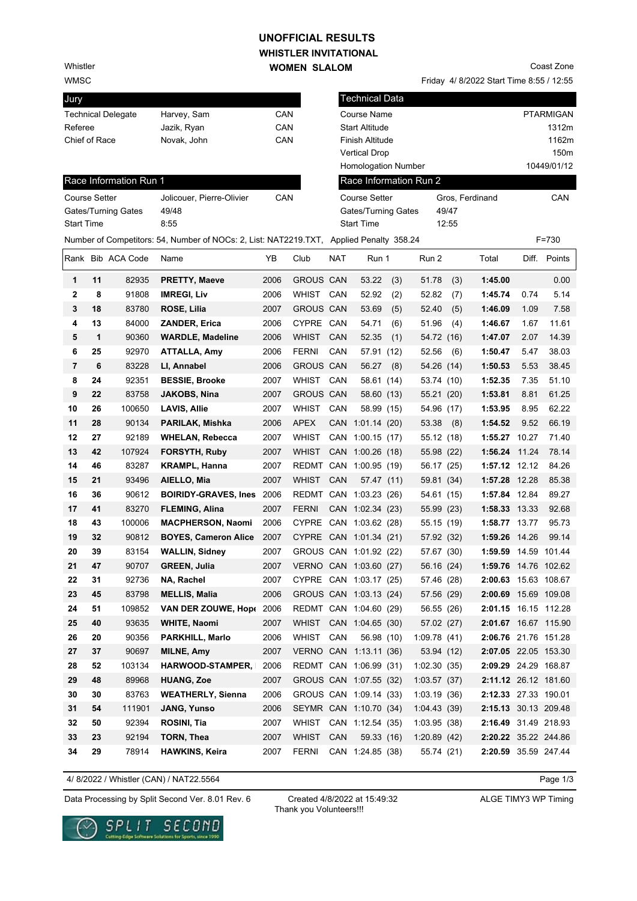# UNOFFICIAL RESULTS
## WHISTLER INVITATIONAL
### WOMEN SLALOM

Whistler
WMSC

Coast Zone
Friday 4/ 8/2022 Start Time 8:55 / 12:55

| Jury | | |
|---|---|---|
| Technical Delegate | Harvey, Sam | CAN |
| Referee | Jazik, Ryan | CAN |
| Chief of Race | Novak, John | CAN |

| Technical Data | |
|---|---|
| Course Name | PTARMIGAN |
| Start Altitude | 1312m |
| Finish Altitude | 1162m |
| Vertical Drop | 150m |
| Homologation Number | 10449/01/12 |

| Race Information Run 1 | | |
|---|---|---|
| Course Setter | Jolicouer, Pierre-Olivier | CAN |
| Gates/Turning Gates | 49/48 | |
| Start Time | 8:55 | |

| Race Information Run 2 | | |
|---|---|---|
| Course Setter | Gros, Ferdinand | CAN |
| Gates/Turning Gates | 49/47 | |
| Start Time | 12:55 | |

Number of Competitors: 54, Number of NOCs: 2, List: NAT2219.TXT, Applied Penalty 358.24 F=730

| Rank | Bib | ACA Code | Name | YB | Club | NAT | Run 1 | Run 2 | Total | Diff. | Points |
|---|---|---|---|---|---|---|---|---|---|---|---|
| 1 | 11 | 82935 | **PRETTY, Maeve** | 2006 | GROUS | CAN | 53.22 (3) | 51.78 (3) | **1:45.00** | | 0.00 |
| 2 | 8 | 91808 | **IMREGI, Liv** | 2006 | WHIST | CAN | 52.92 (2) | 52.82 (7) | **1:45.74** | 0.74 | 5.14 |
| 3 | 18 | 83780 | **ROSE, Lilia** | 2007 | GROUS | CAN | 53.69 (5) | 52.40 (5) | **1:46.09** | 1.09 | 7.58 |
| 4 | 13 | 84000 | **ZANDER, Erica** | 2006 | CYPRE | CAN | 54.71 (6) | 51.96 (4) | **1:46.67** | 1.67 | 11.61 |
| 5 | 1 | 90360 | **WARDLE, Madeline** | 2006 | WHIST | CAN | 52.35 (1) | 54.72 (16) | **1:47.07** | 2.07 | 14.39 |
| 6 | 25 | 92970 | **ATTALLA, Amy** | 2006 | FERNI | CAN | 57.91 (12) | 52.56 (6) | **1:50.47** | 5.47 | 38.03 |
| 7 | 6 | 83228 | **LI, Annabel** | 2006 | GROUS | CAN | 56.27 (8) | 54.26 (14) | **1:50.53** | 5.53 | 38.45 |
| 8 | 24 | 92351 | **BESSIE, Brooke** | 2007 | WHIST | CAN | 58.61 (14) | 53.74 (10) | **1:52.35** | 7.35 | 51.10 |
| 9 | 22 | 83758 | **JAKOBS, Nina** | 2007 | GROUS | CAN | 58.60 (13) | 55.21 (20) | **1:53.81** | 8.81 | 61.25 |
| 10 | 26 | 100650 | **LAVIS, Allie** | 2007 | WHIST | CAN | 58.99 (15) | 54.96 (17) | **1:53.95** | 8.95 | 62.22 |
| 11 | 28 | 90134 | **PARILAK, Mishka** | 2006 | APEX | CAN | 1:01.14 (20) | 53.38 (8) | **1:54.52** | 9.52 | 66.19 |
| 12 | 27 | 92189 | **WHELAN, Rebecca** | 2007 | WHIST | CAN | 1:00.15 (17) | 55.12 (18) | **1:55.27** | 10.27 | 71.40 |
| 13 | 42 | 107924 | **FORSYTH, Ruby** | 2007 | WHIST | CAN | 1:00.26 (18) | 55.98 (22) | **1:56.24** | 11.24 | 78.14 |
| 14 | 46 | 83287 | **KRAMPL, Hanna** | 2007 | REDMT | CAN | 1:00.95 (19) | 56.17 (25) | **1:57.12** | 12.12 | 84.26 |
| 15 | 21 | 93496 | **AIELLO, Mia** | 2007 | WHIST | CAN | 57.47 (11) | 59.81 (34) | **1:57.28** | 12.28 | 85.38 |
| 16 | 36 | 90612 | **BOIRIDY-GRAVES, Ines** | 2006 | REDMT | CAN | 1:03.23 (26) | 54.61 (15) | **1:57.84** | 12.84 | 89.27 |
| 17 | 41 | 83270 | **FLEMING, Alina** | 2007 | FERNI | CAN | 1:02.34 (23) | 55.99 (23) | **1:58.33** | 13.33 | 92.68 |
| 18 | 43 | 100006 | **MACPHERSON, Naomi** | 2006 | CYPRE | CAN | 1:03.62 (28) | 55.15 (19) | **1:58.77** | 13.77 | 95.73 |
| 19 | 32 | 90812 | **BOYES, Cameron Alice** | 2007 | CYPRE | CAN | 1:01.34 (21) | 57.92 (32) | **1:59.26** | 14.26 | 99.14 |
| 20 | 39 | 83154 | **WALLIN, Sidney** | 2007 | GROUS | CAN | 1:01.92 (22) | 57.67 (30) | **1:59.59** | 14.59 | 101.44 |
| 21 | 47 | 90707 | **GREEN, Julia** | 2007 | VERNO | CAN | 1:03.60 (27) | 56.16 (24) | **1:59.76** | 14.76 | 102.62 |
| 22 | 31 | 92736 | **NA, Rachel** | 2007 | CYPRE | CAN | 1:03.17 (25) | 57.46 (28) | **2:00.63** | 15.63 | 108.67 |
| 23 | 45 | 83798 | **MELLIS, Malia** | 2006 | GROUS | CAN | 1:03.13 (24) | 57.56 (29) | **2:00.69** | 15.69 | 109.08 |
| 24 | 51 | 109852 | **VAN DER ZOUWE, Hope** | 2006 | REDMT | CAN | 1:04.60 (29) | 56.55 (26) | **2:01.15** | 16.15 | 112.28 |
| 25 | 40 | 93635 | **WHITE, Naomi** | 2007 | WHIST | CAN | 1:04.65 (30) | 57.02 (27) | **2:01.67** | 16.67 | 115.90 |
| 26 | 20 | 90356 | **PARKHILL, Marlo** | 2006 | WHIST | CAN | 56.98 (10) | 1:09.78 (41) | **2:06.76** | 21.76 | 151.28 |
| 27 | 37 | 90697 | **MILNE, Amy** | 2007 | VERNO | CAN | 1:13.11 (36) | 53.94 (12) | **2:07.05** | 22.05 | 153.30 |
| 28 | 52 | 103134 | **HARWOOD-STAMPER,** | 2006 | REDMT | CAN | 1:06.99 (31) | 1:02.30 (35) | **2:09.29** | 24.29 | 168.87 |
| 29 | 48 | 89968 | **HUANG, Zoe** | 2007 | GROUS | CAN | 1:07.55 (32) | 1:03.57 (37) | **2:11.12** | 26.12 | 181.60 |
| 30 | 30 | 83763 | **WEATHERLY, Sienna** | 2006 | GROUS | CAN | 1:09.14 (33) | 1:03.19 (36) | **2:12.33** | 27.33 | 190.01 |
| 31 | 54 | 111901 | **JANG, Yunso** | 2006 | SEYMR | CAN | 1:10.70 (34) | 1:04.43 (39) | **2:15.13** | 30.13 | 209.48 |
| 32 | 50 | 92394 | **ROSINI, Tia** | 2007 | WHIST | CAN | 1:12.54 (35) | 1:03.95 (38) | **2:16.49** | 31.49 | 218.93 |
| 33 | 23 | 92194 | **TORN, Thea** | 2007 | WHIST | CAN | 59.33 (16) | 1:20.89 (42) | **2:20.22** | 35.22 | 244.86 |
| 34 | 29 | 78914 | **HAWKINS, Keira** | 2007 | FERNI | CAN | 1:24.85 (38) | 55.74 (21) | **2:20.59** | 35.59 | 247.44 |

4/ 8/2022 / Whistler (CAN) / NAT22.5564

Data Processing by Split Second Ver. 8.01 Rev. 6 Created 4/8/2022 at 15:49:32 ALGE TIMY3 WP Timing

Thank you Volunteers!!!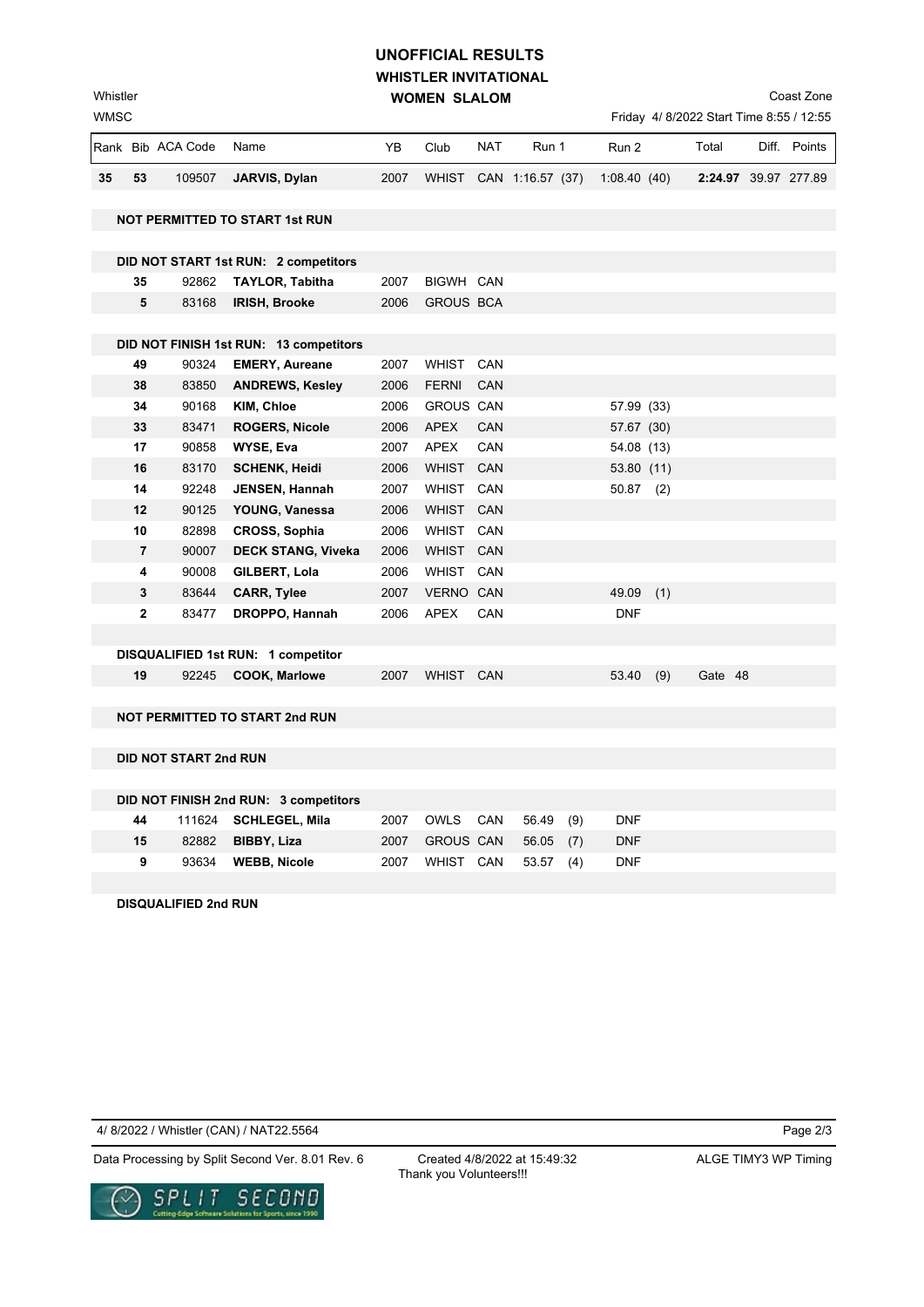# UNOFFICIAL RESULTS

## WHISTLER INVITATIONAL

### WOMEN SLALOM

Whistler — Coast Zone

WMSC — Friday 4/ 8/2022 Start Time 8:55 / 12:55

| Rank | Bib | ACA Code | Name | YB | Club | NAT | Run 1 | Run 2 | Total | Diff. | Points |
|---|---|---|---|---|---|---|---|---|---|---|---|
| 35 | 53 | 109507 | JARVIS, Dylan | 2007 | WHIST | CAN | 1:16.57 (37) | 1:08.40 (40) | **2:24.97** | 39.97 | 277.89 |
| | **NOT PERMITTED TO START 1st RUN** | | | | | | | | | | |
| | **DID NOT START 1st RUN: 2 competitors** | | | | | | | | | | |
| | 35 | 92862 | TAYLOR, Tabitha | 2007 | BIGWH | CAN | | | | | |
| | 5 | 83168 | IRISH, Brooke | 2006 | GROUS | BCA | | | | | |
| | **DID NOT FINISH 1st RUN: 13 competitors** | | | | | | | | | | |
| | 49 | 90324 | EMERY, Aureane | 2007 | WHIST | CAN | | | | | |
| | 38 | 83850 | ANDREWS, Kesley | 2006 | FERNI | CAN | | | | | |
| | 34 | 90168 | KIM, Chloe | 2006 | GROUS | CAN | | 57.99 (33) | | | |
| | 33 | 83471 | ROGERS, Nicole | 2006 | APEX | CAN | | 57.67 (30) | | | |
| | 17 | 90858 | WYSE, Eva | 2007 | APEX | CAN | | 54.08 (13) | | | |
| | 16 | 83170 | SCHENK, Heidi | 2006 | WHIST | CAN | | 53.80 (11) | | | |
| | 14 | 92248 | JENSEN, Hannah | 2007 | WHIST | CAN | | 50.87 (2) | | | |
| | 12 | 90125 | YOUNG, Vanessa | 2006 | WHIST | CAN | | | | | |
| | 10 | 82898 | CROSS, Sophia | 2006 | WHIST | CAN | | | | | |
| | 7 | 90007 | DECK STANG, Viveka | 2006 | WHIST | CAN | | | | | |
| | 4 | 90008 | GILBERT, Lola | 2006 | WHIST | CAN | | | | | |
| | 3 | 83644 | CARR, Tylee | 2007 | VERNO | CAN | | 49.09 (1) | | | |
| | 2 | 83477 | DROPPO, Hannah | 2006 | APEX | CAN | | DNF | | | |
| | **DISQUALIFIED 1st RUN: 1 competitor** | | | | | | | | | | |
| | 19 | 92245 | COOK, Marlowe | 2007 | WHIST | CAN | | 53.40 (9) | Gate 48 | | |
| | **NOT PERMITTED TO START 2nd RUN** | | | | | | | | | | |
| | **DID NOT START 2nd RUN** | | | | | | | | | | |
| | **DID NOT FINISH 2nd RUN: 3 competitors** | | | | | | | | | | |
| | 44 | 111624 | SCHLEGEL, Mila | 2007 | OWLS | CAN | 56.49 (9) | DNF | | | |
| | 15 | 82882 | BIBBY, Liza | 2007 | GROUS | CAN | 56.05 (7) | DNF | | | |
| | 9 | 93634 | WEBB, Nicole | 2007 | WHIST | CAN | 53.57 (4) | DNF | | | |
| | **DISQUALIFIED 2nd RUN** | | | | | | | | | | |

4/ 8/2022 / Whistler (CAN) / NAT22.5564

Data Processing by Split Second Ver. 8.01 Rev. 6 — Created 4/8/2022 at 15:49:32 — ALGE TIMY3 WP Timing

Thank you Volunteers!!!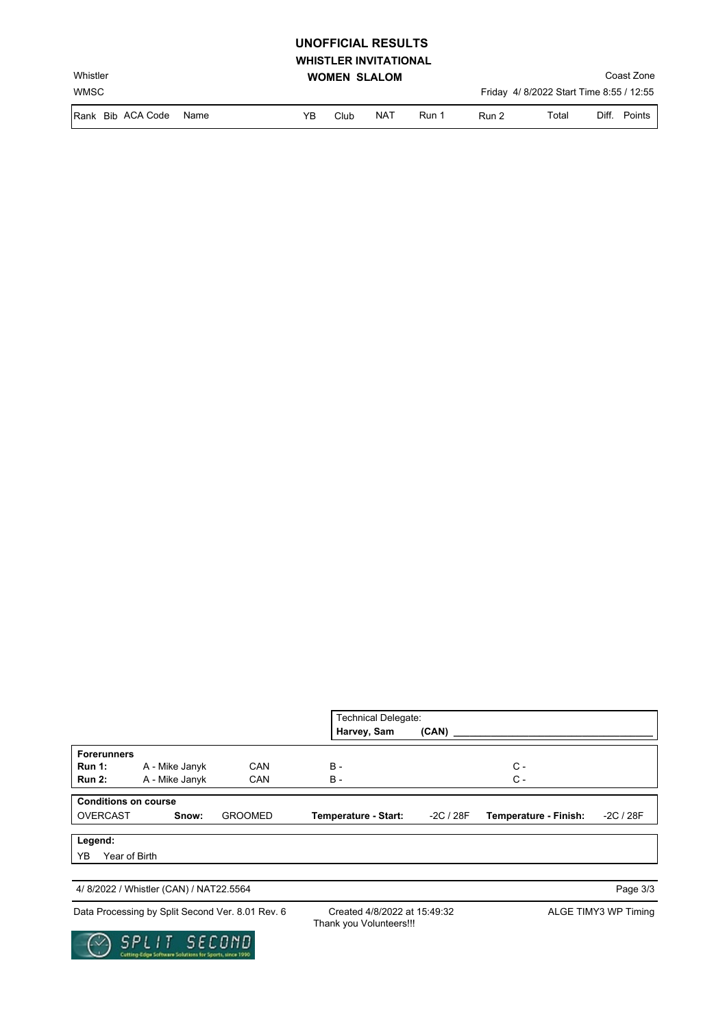# UNOFFICIAL RESULTS

## WHISTLER INVITATIONAL

### WOMEN SLALOM

Whistler

WMSC

Coast Zone

Friday 4/ 8/2022 Start Time 8:55 / 12:55

| Rank | Bib | ACA Code | Name | YB | Club | NAT | Run 1 | Run 2 | Total | Diff. | Points |
|---|---|---|---|---|---|---|---|---|---|---|---|

Technical Delegate:
**Harvey, Sam** **(CAN)**

| **Forerunners** | | | | |
|---|---|---|---|---|
| **Run 1:** | A - Mike Janyk | CAN | B - | C - |
| **Run 2:** | A - Mike Janyk | CAN | B - | C - |

| **Conditions on course** | | | | | | |
|---|---|---|---|---|---|---|
| OVERCAST | **Snow:** | GROOMED | **Temperature - Start:** | -2C / 28F | **Temperature - Finish:** | -2C / 28F |

**Legend:**

YB Year of Birth

4/ 8/2022 / Whistler (CAN) / NAT22.5564

Data Processing by Split Second Ver. 8.01 Rev. 6

Created 4/8/2022 at 15:49:32

Thank you Volunteers!!!

ALGE TIMY3 WP Timing